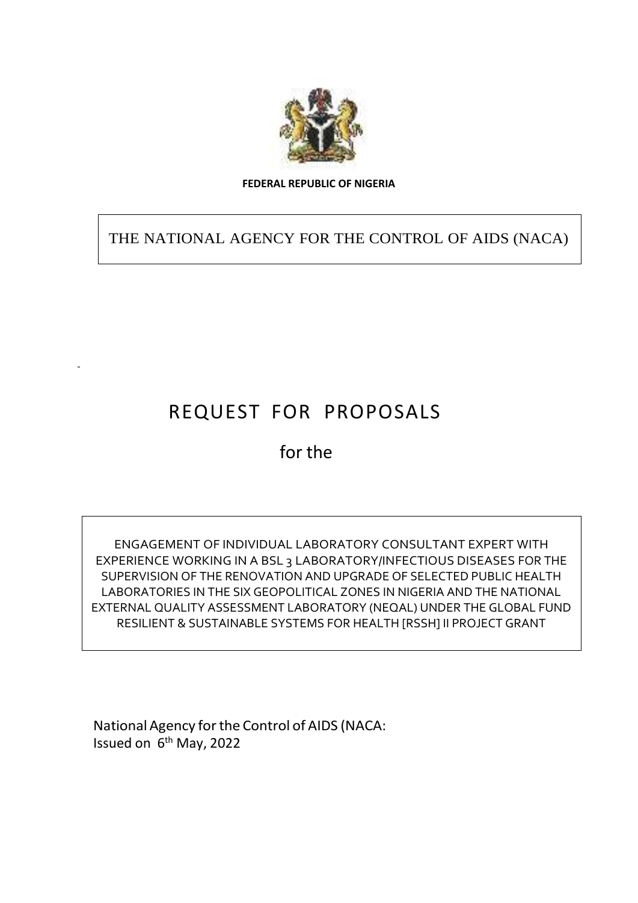**FEDERAL REPUBLIC OF NIGERIA**

THE NATIONAL AGENCY FOR THE CONTROL OF AIDS (NACA)

-

# REQUEST FOR PROPOSALS

## for the

ENGAGEMENT OF INDIVIDUAL LABORATORY CONSULTANT EXPERT WITH EXPERIENCE WORKING IN A BSL 3 LABORATORY/INFECTIOUS DISEASES FOR THE SUPERVISION OF THE RENOVATION AND UPGRADE OF SELECTED PUBLIC HEALTH LABORATORIES IN THE SIX GEOPOLITICAL ZONES IN NIGERIA AND THE NATIONAL EXTERNAL QUALITY ASSESSMENT LABORATORY (NEQAL) UNDER THE GLOBAL FUND RESILIENT & SUSTAINABLE SYSTEMS FOR HEALTH [RSSH] II PROJECT GRANT

National Agency for the Control of AIDS (NACA:
Issued on 6th May, 2022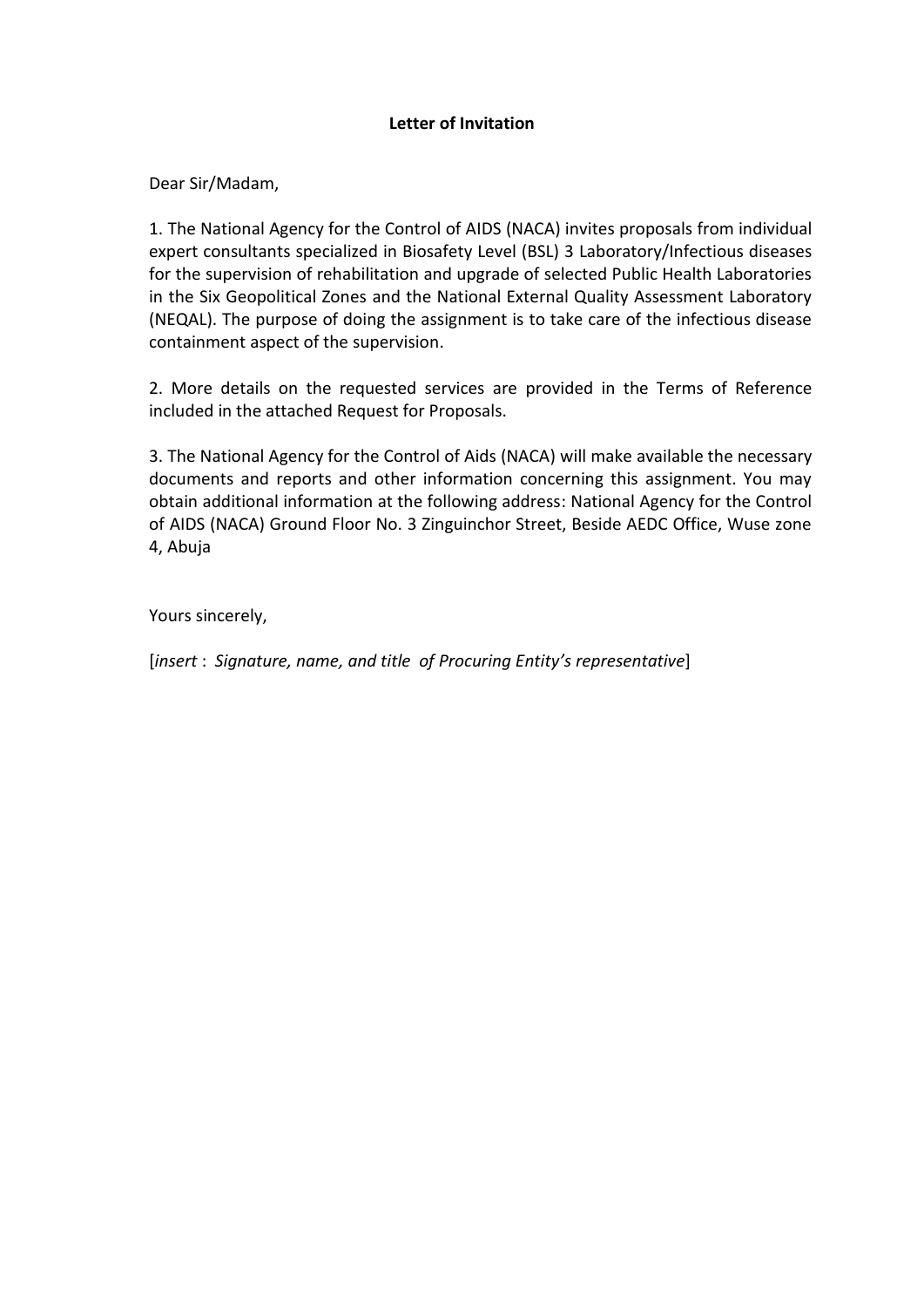**Letter of Invitation**

Dear Sir/Madam,

1. The National Agency for the Control of AIDS (NACA) invites proposals from individual expert consultants specialized in Biosafety Level (BSL) 3 Laboratory/Infectious diseases for the supervision of rehabilitation and upgrade of selected Public Health Laboratories in the Six Geopolitical Zones and the National External Quality Assessment Laboratory (NEQAL). The purpose of doing the assignment is to take care of the infectious disease containment aspect of the supervision.

2. More details on the requested services are provided in the Terms of Reference included in the attached Request for Proposals.

3. The National Agency for the Control of Aids (NACA) will make available the necessary documents and reports and other information concerning this assignment. You may obtain additional information at the following address: National Agency for the Control of AIDS (NACA) Ground Floor No. 3 Zinguinchor Street, Beside AEDC Office, Wuse zone 4, Abuja

Yours sincerely,

[*insert* : *Signature, name, and title of Procuring Entity's representative*]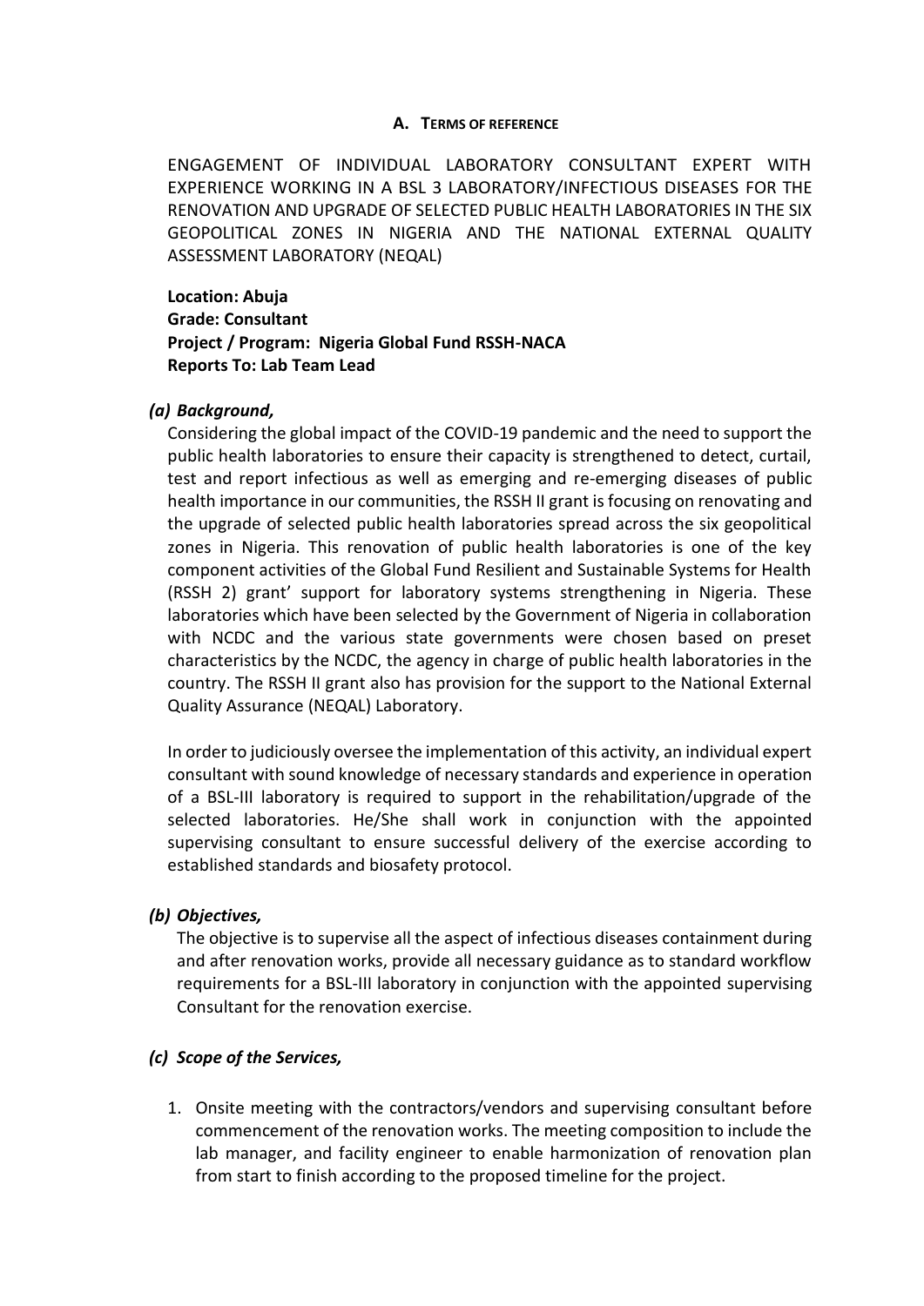## A. TERMS OF REFERENCE

ENGAGEMENT OF INDIVIDUAL LABORATORY CONSULTANT EXPERT WITH EXPERIENCE WORKING IN A BSL 3 LABORATORY/INFECTIOUS DISEASES FOR THE RENOVATION AND UPGRADE OF SELECTED PUBLIC HEALTH LABORATORIES IN THE SIX GEOPOLITICAL ZONES IN NIGERIA AND THE NATIONAL EXTERNAL QUALITY ASSESSMENT LABORATORY (NEQAL)

**Location: Abuja**
**Grade: Consultant**
**Project / Program: Nigeria Global Fund RSSH-NACA**
**Reports To: Lab Team Lead**

### *(a) Background,*

Considering the global impact of the COVID-19 pandemic and the need to support the public health laboratories to ensure their capacity is strengthened to detect, curtail, test and report infectious as well as emerging and re-emerging diseases of public health importance in our communities, the RSSH II grant is focusing on renovating and the upgrade of selected public health laboratories spread across the six geopolitical zones in Nigeria. This renovation of public health laboratories is one of the key component activities of the Global Fund Resilient and Sustainable Systems for Health (RSSH 2) grant' support for laboratory systems strengthening in Nigeria. These laboratories which have been selected by the Government of Nigeria in collaboration with NCDC and the various state governments were chosen based on preset characteristics by the NCDC, the agency in charge of public health laboratories in the country. The RSSH II grant also has provision for the support to the National External Quality Assurance (NEQAL) Laboratory.

In order to judiciously oversee the implementation of this activity, an individual expert consultant with sound knowledge of necessary standards and experience in operation of a BSL-III laboratory is required to support in the rehabilitation/upgrade of the selected laboratories. He/She shall work in conjunction with the appointed supervising consultant to ensure successful delivery of the exercise according to established standards and biosafety protocol.

### *(b) Objectives,*

The objective is to supervise all the aspect of infectious diseases containment during and after renovation works, provide all necessary guidance as to standard workflow requirements for a BSL-III laboratory in conjunction with the appointed supervising Consultant for the renovation exercise.

### *(c) Scope of the Services,*

1. Onsite meeting with the contractors/vendors and supervising consultant before commencement of the renovation works. The meeting composition to include the lab manager, and facility engineer to enable harmonization of renovation plan from start to finish according to the proposed timeline for the project.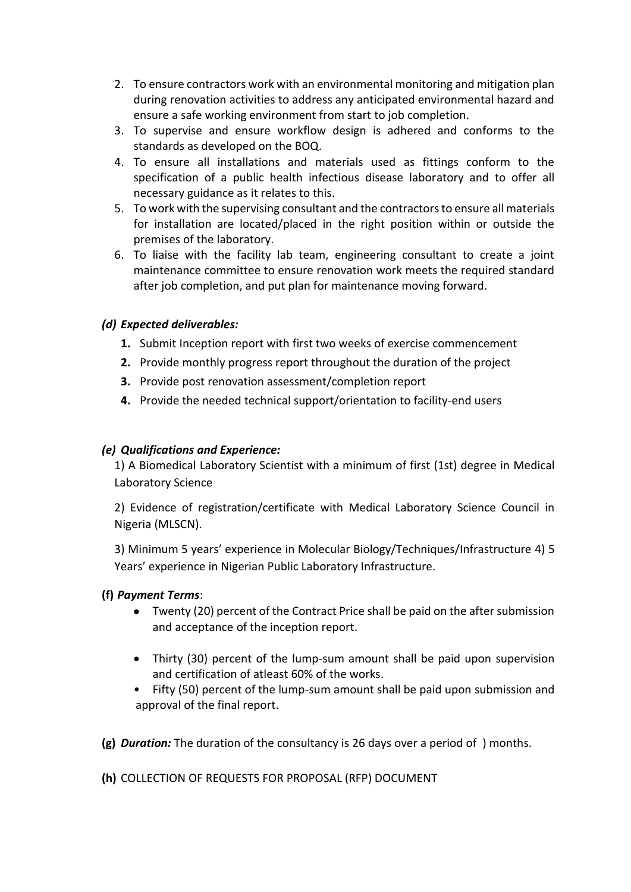2. To ensure contractors work with an environmental monitoring and mitigation plan during renovation activities to address any anticipated environmental hazard and ensure a safe working environment from start to job completion.
3. To supervise and ensure workflow design is adhered and conforms to the standards as developed on the BOQ.
4. To ensure all installations and materials used as fittings conform to the specification of a public health infectious disease laboratory and to offer all necessary guidance as it relates to this.
5. To work with the supervising consultant and the contractors to ensure all materials for installation are located/placed in the right position within or outside the premises of the laboratory.
6. To liaise with the facility lab team, engineering consultant to create a joint maintenance committee to ensure renovation work meets the required standard after job completion, and put plan for maintenance moving forward.

### *(d) Expected deliverables:*

1. Submit Inception report with first two weeks of exercise commencement
2. Provide monthly progress report throughout the duration of the project
3. Provide post renovation assessment/completion report
4. Provide the needed technical support/orientation to facility-end users

### *(e) Qualifications and Experience:*

1) A Biomedical Laboratory Scientist with a minimum of first (1st) degree in Medical Laboratory Science

2) Evidence of registration/certificate with Medical Laboratory Science Council in Nigeria (MLSCN).

3) Minimum 5 years' experience in Molecular Biology/Techniques/Infrastructure 4) 5 Years' experience in Nigerian Public Laboratory Infrastructure.

### (f) *Payment Terms*:

- Twenty (20) percent of the Contract Price shall be paid on the after submission and acceptance of the inception report.
- Thirty (30) percent of the lump-sum amount shall be paid upon supervision and certification of atleast 60% of the works.
- Fifty (50) percent of the lump-sum amount shall be paid upon submission and approval of the final report.

**(g)** ***Duration:*** The duration of the consultancy is 26 days over a period of ) months.

**(h)** COLLECTION OF REQUESTS FOR PROPOSAL (RFP) DOCUMENT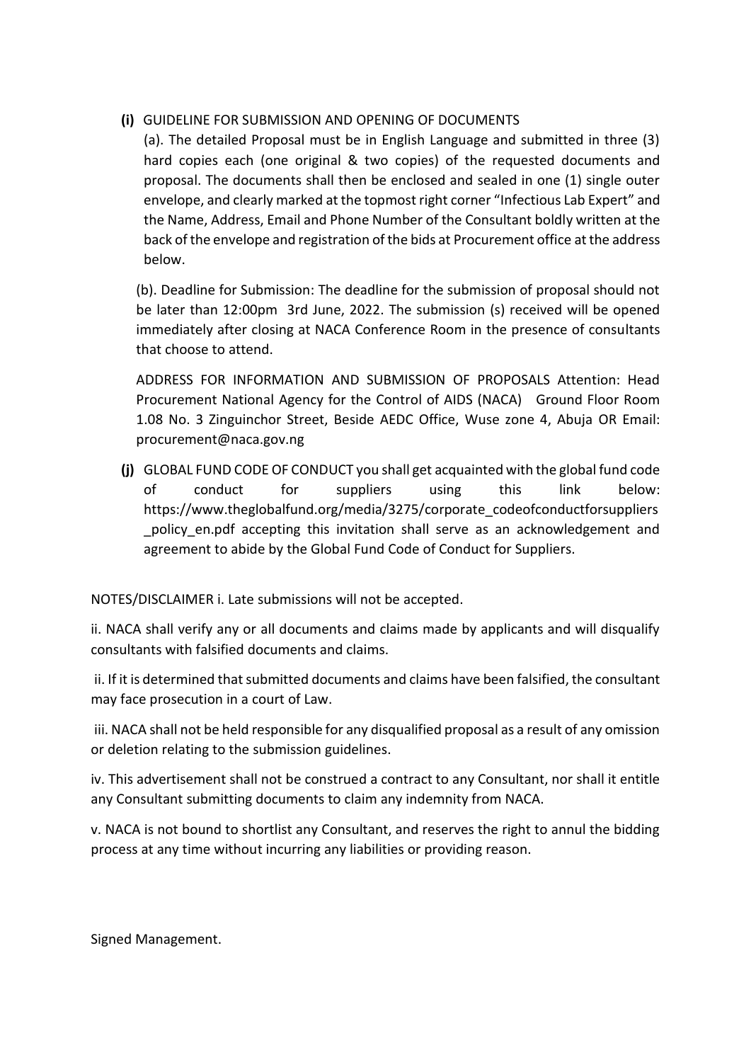**(i)** GUIDELINE FOR SUBMISSION AND OPENING OF DOCUMENTS

(a). The detailed Proposal must be in English Language and submitted in three (3) hard copies each (one original & two copies) of the requested documents and proposal. The documents shall then be enclosed and sealed in one (1) single outer envelope, and clearly marked at the topmost right corner "Infectious Lab Expert" and the Name, Address, Email and Phone Number of the Consultant boldly written at the back of the envelope and registration of the bids at Procurement office at the address below.

(b). Deadline for Submission: The deadline for the submission of proposal should not be later than 12:00pm 3rd June, 2022. The submission (s) received will be opened immediately after closing at NACA Conference Room in the presence of consultants that choose to attend.

ADDRESS FOR INFORMATION AND SUBMISSION OF PROPOSALS Attention: Head Procurement National Agency for the Control of AIDS (NACA) Ground Floor Room 1.08 No. 3 Zinguinchor Street, Beside AEDC Office, Wuse zone 4, Abuja OR Email: procurement@naca.gov.ng

**(j)** GLOBAL FUND CODE OF CONDUCT you shall get acquainted with the global fund code of conduct for suppliers using this link below: https://www.theglobalfund.org/media/3275/corporate_codeofconductforsuppliers_policy_en.pdf accepting this invitation shall serve as an acknowledgement and agreement to abide by the Global Fund Code of Conduct for Suppliers.

NOTES/DISCLAIMER i. Late submissions will not be accepted.

ii. NACA shall verify any or all documents and claims made by applicants and will disqualify consultants with falsified documents and claims.

ii. If it is determined that submitted documents and claims have been falsified, the consultant may face prosecution in a court of Law.

iii. NACA shall not be held responsible for any disqualified proposal as a result of any omission or deletion relating to the submission guidelines.

iv. This advertisement shall not be construed a contract to any Consultant, nor shall it entitle any Consultant submitting documents to claim any indemnity from NACA.

v. NACA is not bound to shortlist any Consultant, and reserves the right to annul the bidding process at any time without incurring any liabilities or providing reason.

Signed Management.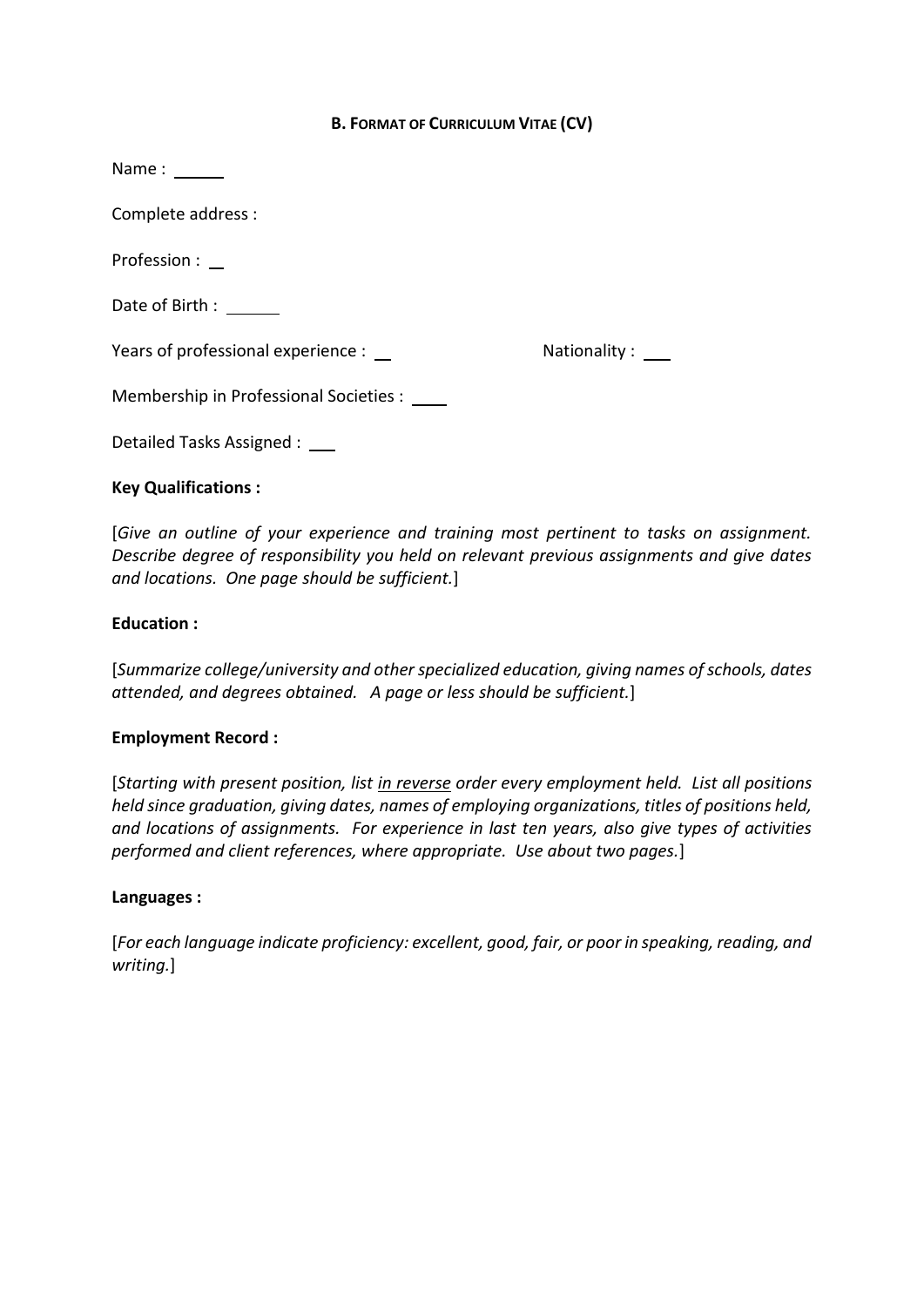**B. Format of Curriculum Vitae (CV)**

Name : ______

Complete address :

Profession : __

Date of Birth : ______

Years of professional experience : __ Nationality : ___

Membership in Professional Societies : ____

Detailed Tasks Assigned : ___

**Key Qualifications :**

[*Give an outline of your experience and training most pertinent to tasks on assignment. Describe degree of responsibility you held on relevant previous assignments and give dates and locations. One page should be sufficient.*]

**Education :**

[*Summarize college/university and other specialized education, giving names of schools, dates attended, and degrees obtained. A page or less should be sufficient.*]

**Employment Record :**

[*Starting with present position, list <u>in reverse</u> order every employment held. List all positions held since graduation, giving dates, names of employing organizations, titles of positions held, and locations of assignments. For experience in last ten years, also give types of activities performed and client references, where appropriate. Use about two pages.*]

**Languages :**

[*For each language indicate proficiency: excellent, good, fair, or poor in speaking, reading, and writing.*]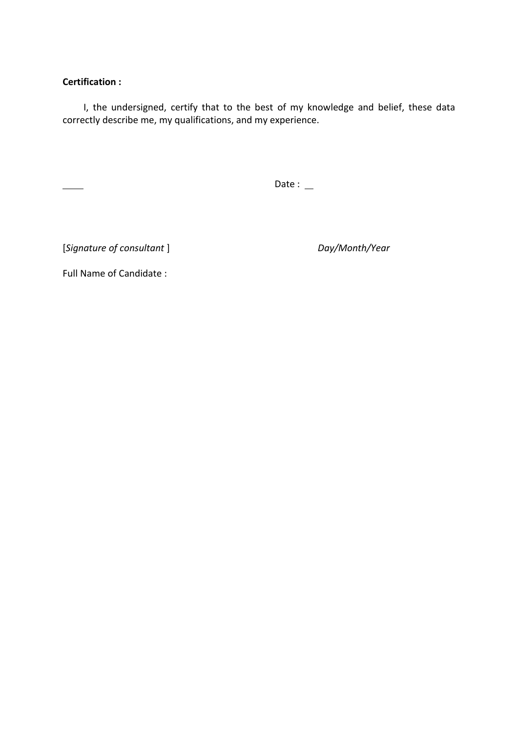**Certification :**

I, the undersigned, certify that to the best of my knowledge and belief, these data correctly describe me, my qualifications, and my experience.

____ Date : __

[*Signature of consultant* ] *Day/Month/Year*

Full Name of Candidate :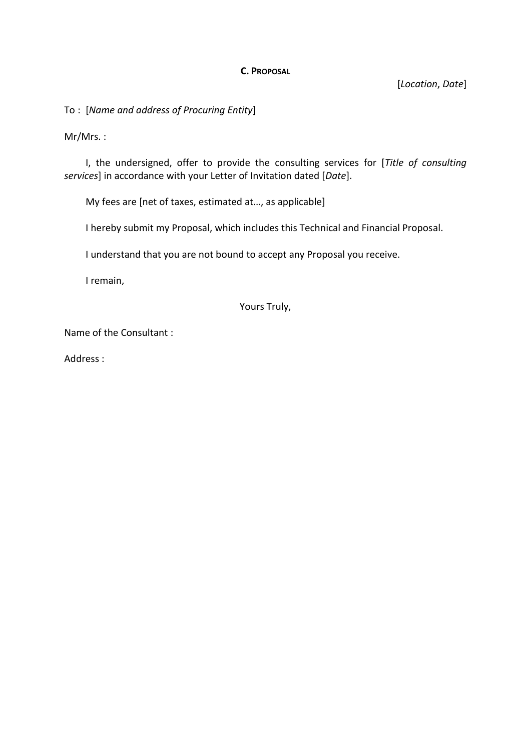**C. PROPOSAL**

[*Location*, *Date*]

To : [*Name and address of Procuring Entity*]

Mr/Mrs. :

I, the undersigned, offer to provide the consulting services for [*Title of consulting services*] in accordance with your Letter of Invitation dated [*Date*].

My fees are [net of taxes, estimated at…, as applicable]

I hereby submit my Proposal, which includes this Technical and Financial Proposal.

I understand that you are not bound to accept any Proposal you receive.

I remain,

Yours Truly,

Name of the Consultant :

Address :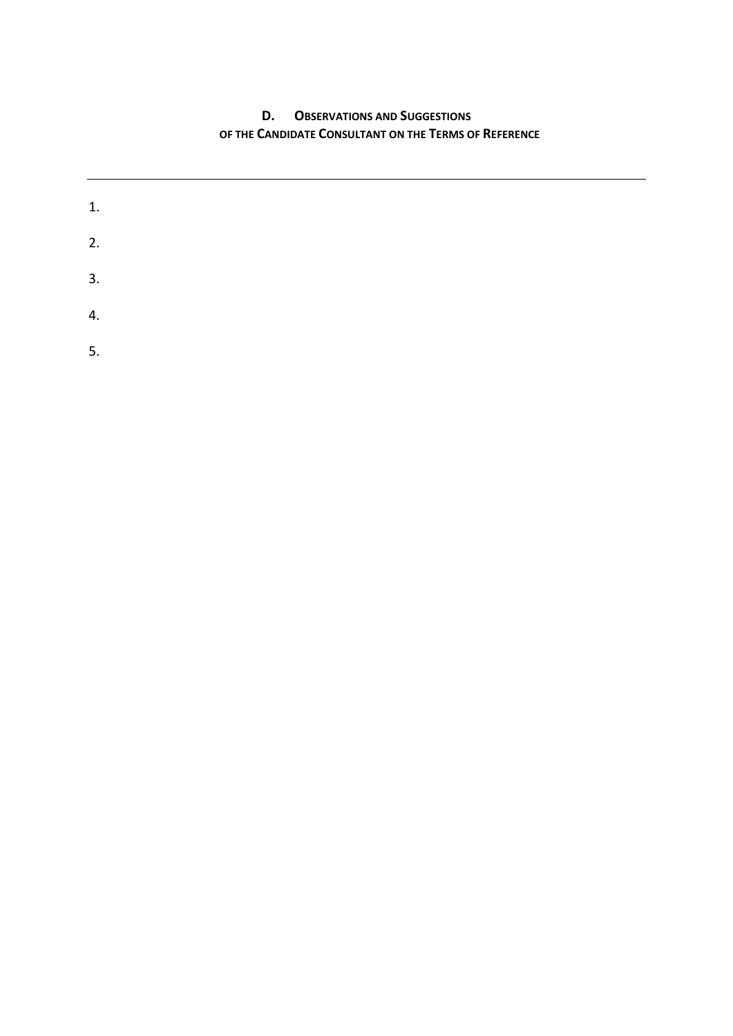## D. Observations and Suggestions of the Candidate Consultant on the Terms of Reference

---

1.

2.

3.

4.

5.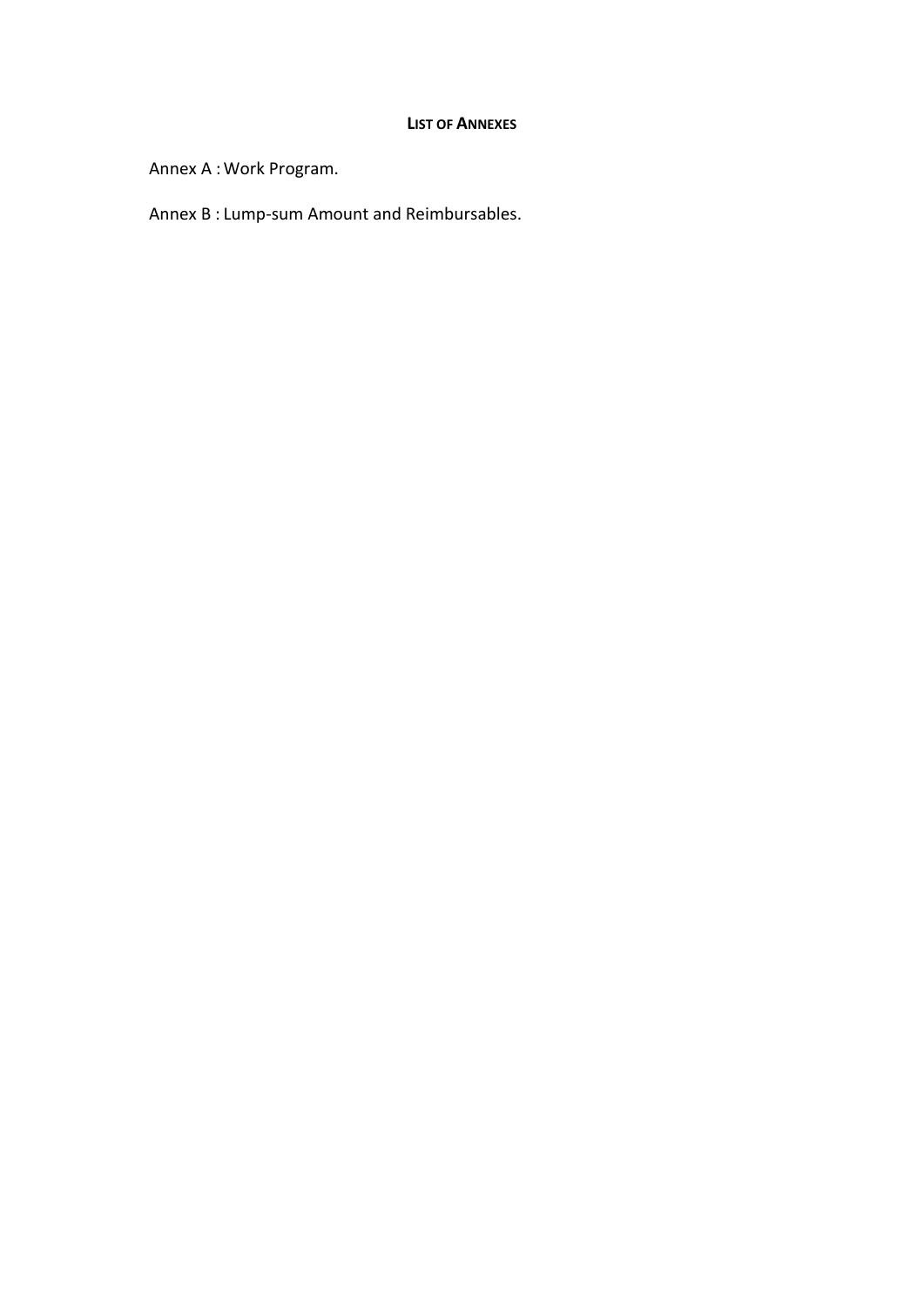**LIST OF ANNEXES**

Annex A : Work Program.

Annex B : Lump-sum Amount and Reimbursables.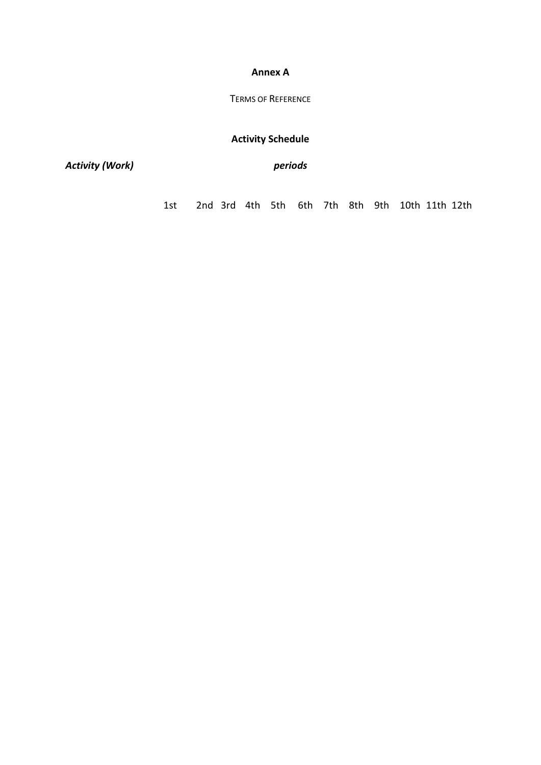**Annex A**

TERMS OF REFERENCE

**Activity Schedule**

| *Activity (Work)* | *periods* | | | | | | | | | | | |
|---|---|---|---|---|---|---|---|---|---|---|---|---|
| | 1st | 2nd | 3rd | 4th | 5th | 6th | 7th | 8th | 9th | 10th | 11th | 12th |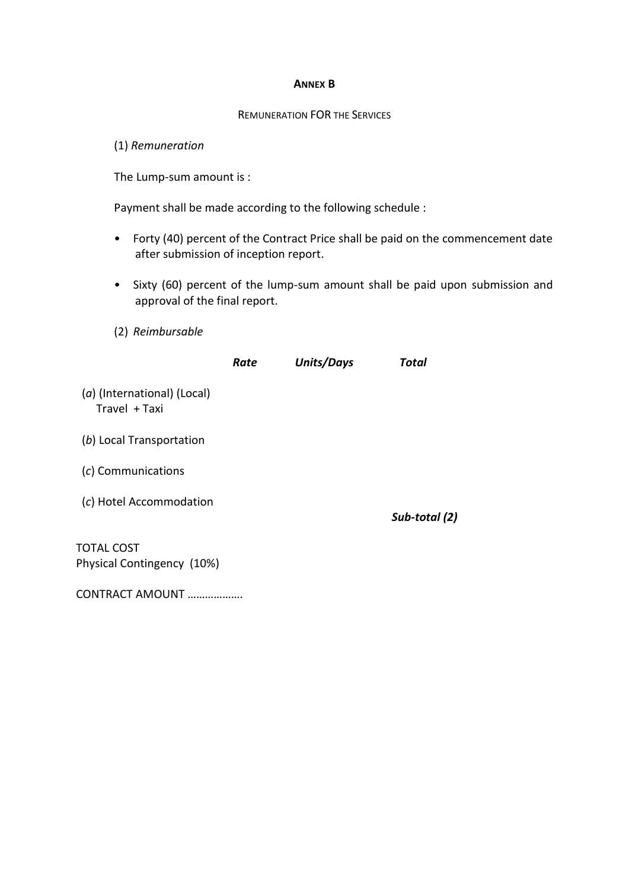**ANNEX B**

REMUNERATION FOR THE SERVICES

(1) *Remuneration*

The Lump-sum amount is :

Payment shall be made according to the following schedule :

- Forty (40) percent of the Contract Price shall be paid on the commencement date after submission of inception report.
- Sixty (60) percent of the lump-sum amount shall be paid upon submission and approval of the final report.

(2) *Reimbursable*

| | ***Rate*** | ***Units/Days*** | ***Total*** |
|---|---|---|---|
| (*a*) (International) (Local) Travel + Taxi | | | |
| (*b*) Local Transportation | | | |
| (*c*) Communications | | | |
| (*c*) Hotel Accommodation | | | |
| | | | ***Sub-total (2)*** |

TOTAL COST
Physical Contingency (10%)

CONTRACT AMOUNT ……………….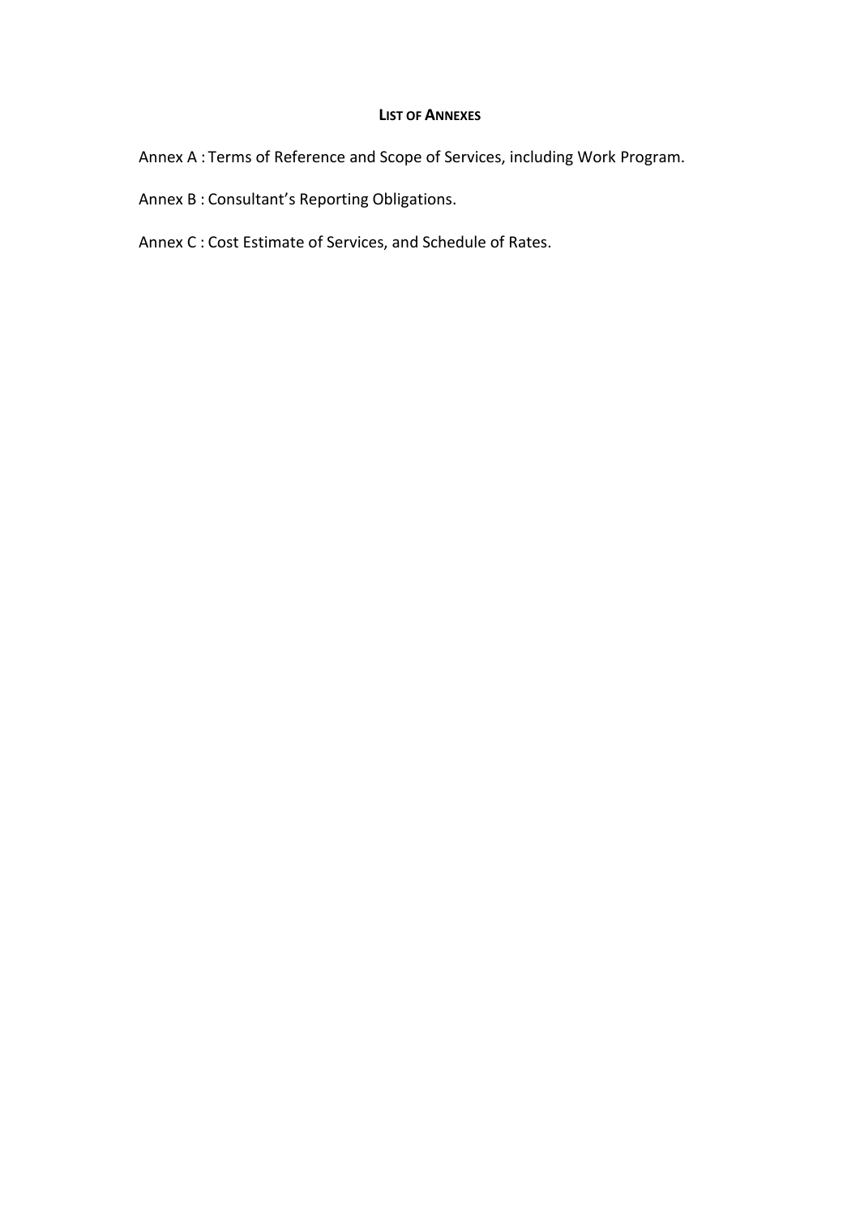## LIST OF ANNEXES

Annex A : Terms of Reference and Scope of Services, including Work Program.

Annex B : Consultant's Reporting Obligations.

Annex C : Cost Estimate of Services, and Schedule of Rates.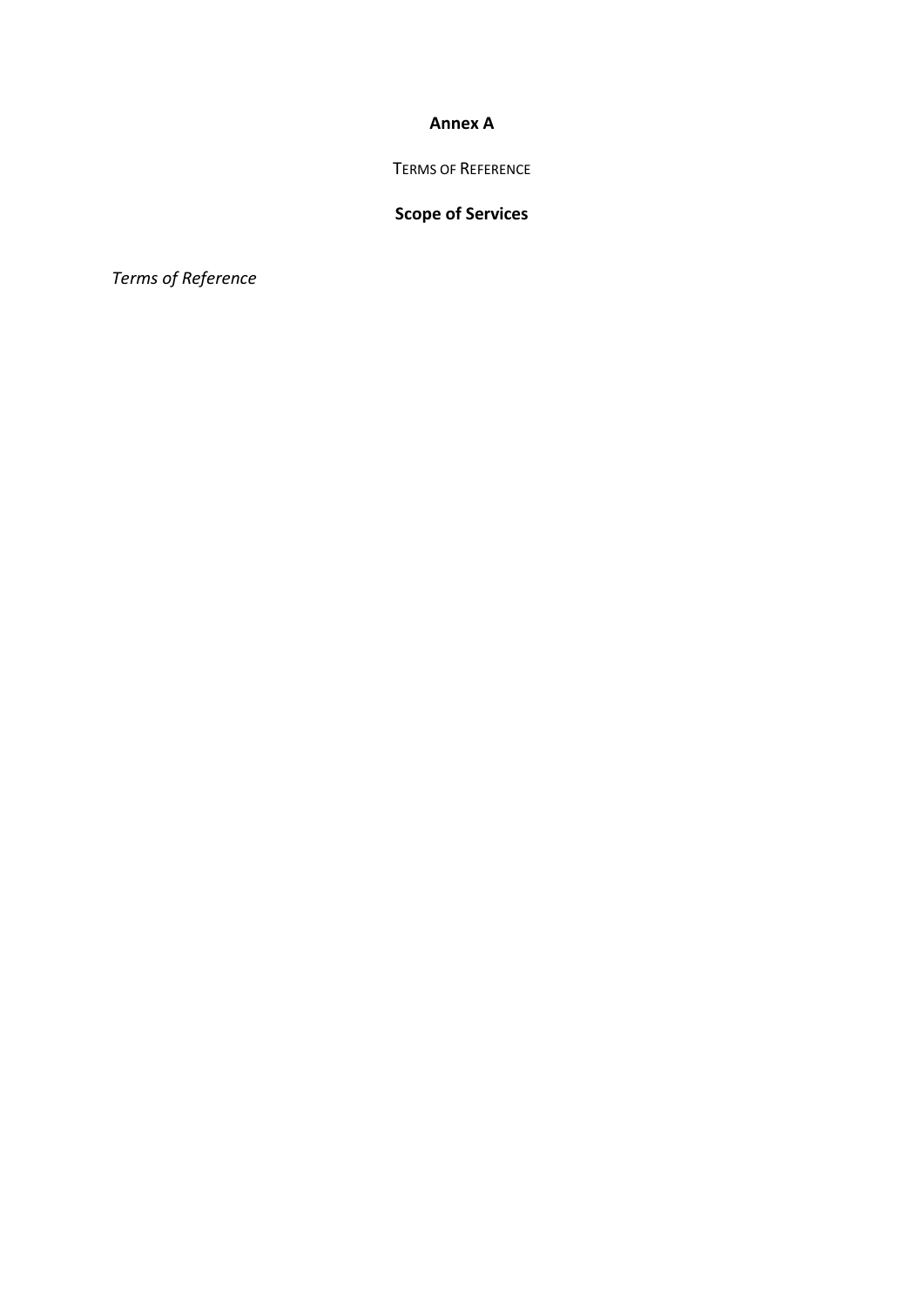**Annex A**

TERMS OF REFERENCE

**Scope of Services**

*Terms of Reference*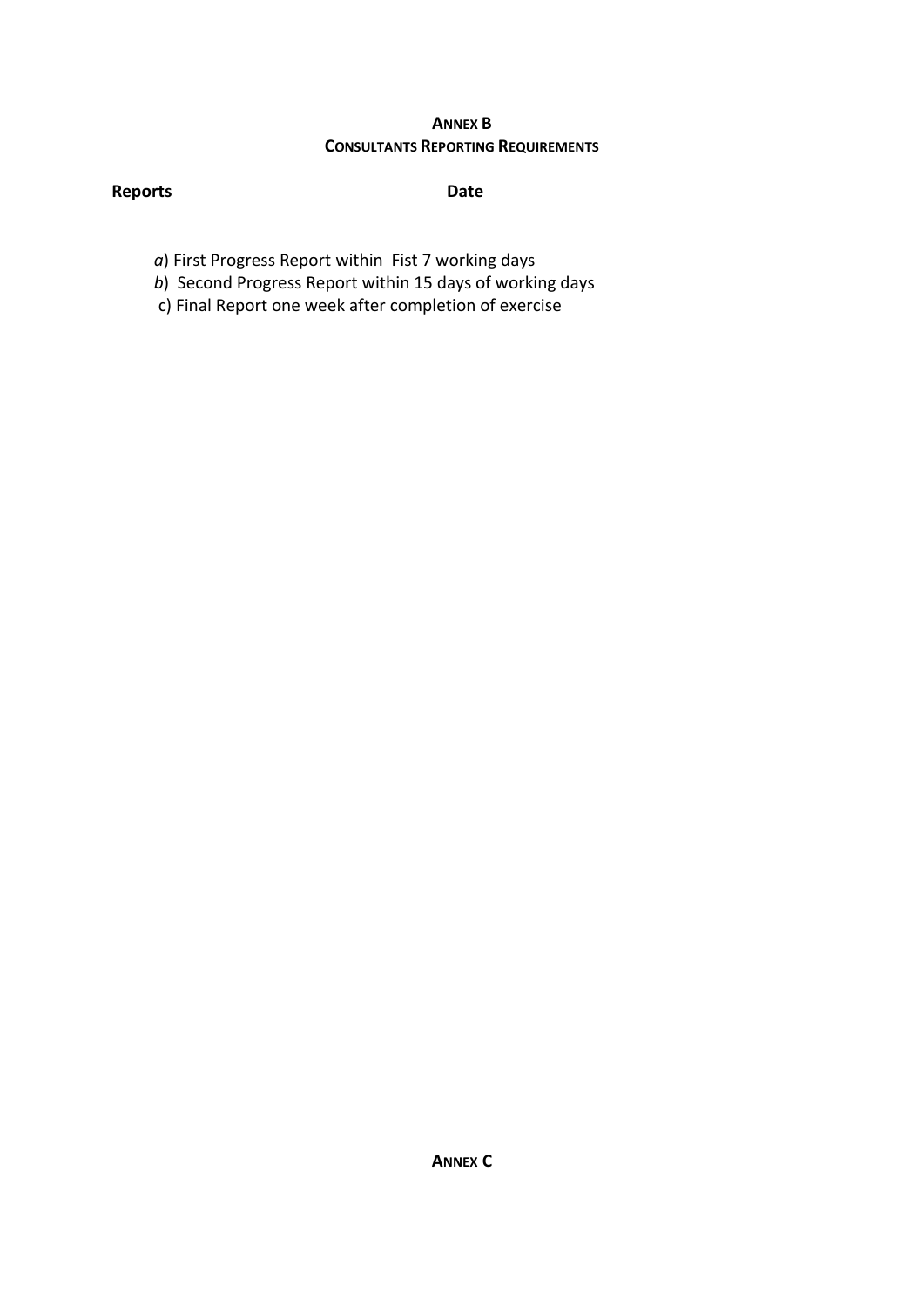**ANNEX B**

**CONSULTANTS REPORTING REQUIREMENTS**

**Reports** **Date**

*a*) First Progress Report within Fist 7 working days
*b*) Second Progress Report within 15 days of working days
c) Final Report one week after completion of exercise

**ANNEX C**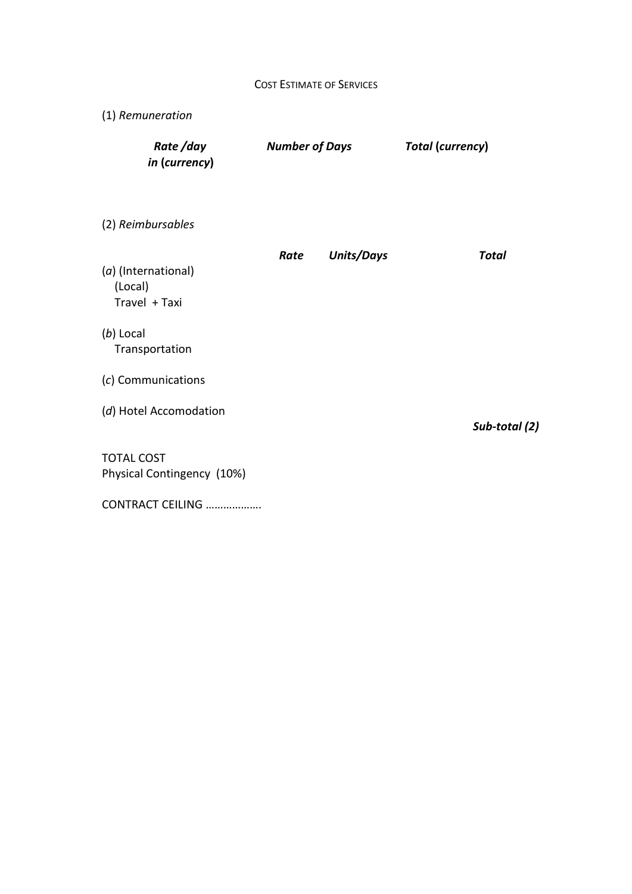Cost Estimate of Services

(1) *Remuneration*

| ***Rate /day in*** **(*currency*)** | ***Number of Days*** | ***Total*** **(*currency*)** |
|---|---|---|
| | | |

(2) *Reimbursables*

| | ***Rate*** | ***Units/Days*** | ***Total*** |
|---|---|---|---|
| (*a*) (International) (Local) Travel + Taxi | | | |
| (*b*) Local Transportation | | | |
| (*c*) Communications | | | |
| (*d*) Hotel Accomodation | | | |
| | | | ***Sub-total (2)*** |

TOTAL COST
Physical Contingency (10%)

CONTRACT CEILING ……………….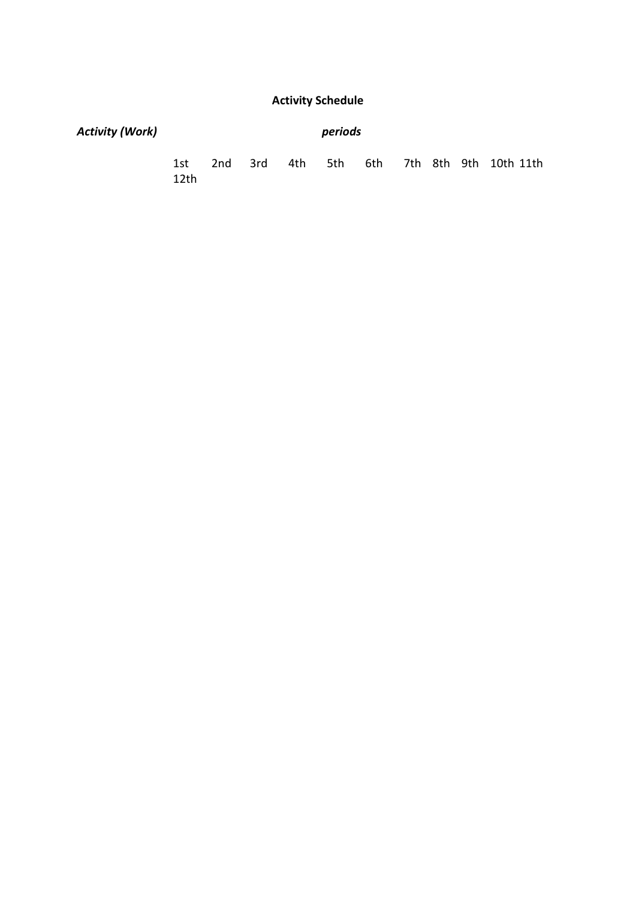**Activity Schedule**

| *Activity (Work)* | *periods* | | | | | | | | | | | |
|---|---|---|---|---|---|---|---|---|---|---|---|---|
| | 1st | 2nd | 3rd | 4th | 5th | 6th | 7th | 8th | 9th | 10th | 11th | 12th |